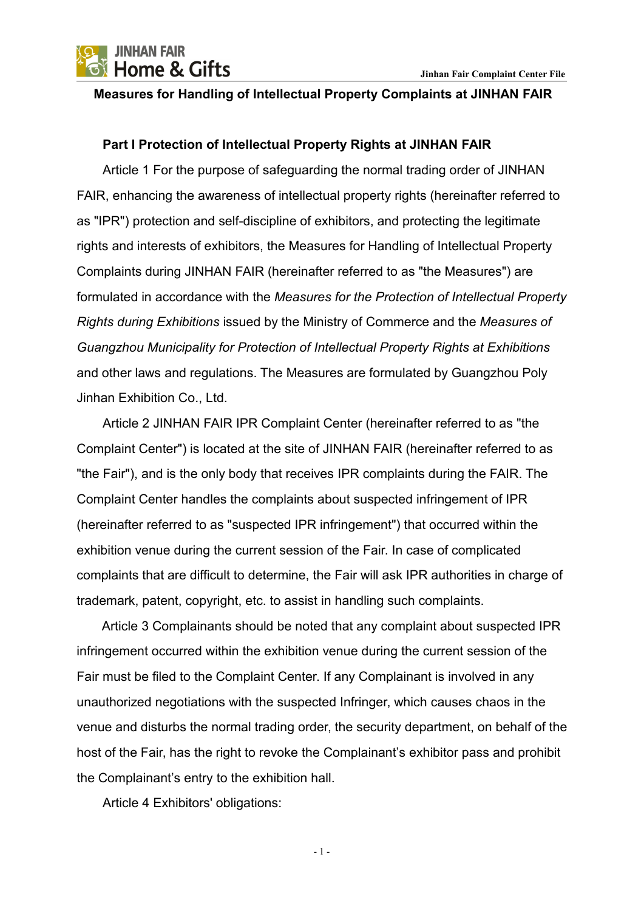# Measures for Handling of Intellectual Property Complaints at JINHAN FAIR

## Part I Protection of Intellectual Property Rights at JINHAN FAIR

Article 1 For the purpose of safeguarding the normal trading order of JINHAN FAIR, enhancing the awareness of intellectual property rights (hereinafter referred to as "IPR") protection and self-discipline of exhibitors, and protecting the legitimate rights and interests of exhibitors, the Measures for Handling of Intellectual Property Complaints during JINHAN FAIR (hereinafter referred to as "the Measures") are formulated in accordance with the *Measures for the Protection of Intellectual Property Rights during Exhibitions* issued by the Ministry of Commerce and the *Measures of Guangzhou Municipality for Protection of Intellectual Property Rights at Exhibitions* and other laws and regulations. The Measures are formulated by Guangzhou Poly Jinhan Exhibition Co., Ltd.

Article 2 JINHAN FAIR IPR Complaint Center (hereinafter referred to as "the Complaint Center") is located at the site of JINHAN FAIR (hereinafter referred to as "the Fair"), and is the only body that receives IPR complaints during the FAIR. The Complaint Center handles the complaints about suspected infringement of IPR (hereinafter referred to as "suspected IPR infringement") that occurred within the exhibition venue during the current session of the Fair. In case of complicated complaints that are difficult to determine, the Fair will ask IPR authorities in charge of trademark, patent, copyright, etc. to assist in handling such complaints.

Article 3 Complainants should be noted that any complaint about suspected IPR infringement occurred within the exhibition venue during the current session of the Fair must be filed to the Complaint Center. If any Complainant is involved in any unauthorized negotiations with the suspected Infringer, which causes chaos in the venue and disturbs the normal trading order, the security department, on behalf of the host of the Fair, has the right to revoke the Complainant's exhibitor pass and prohibit the Complainant's entry to the exhibition hall.

Article 4 Exhibitors' obligations: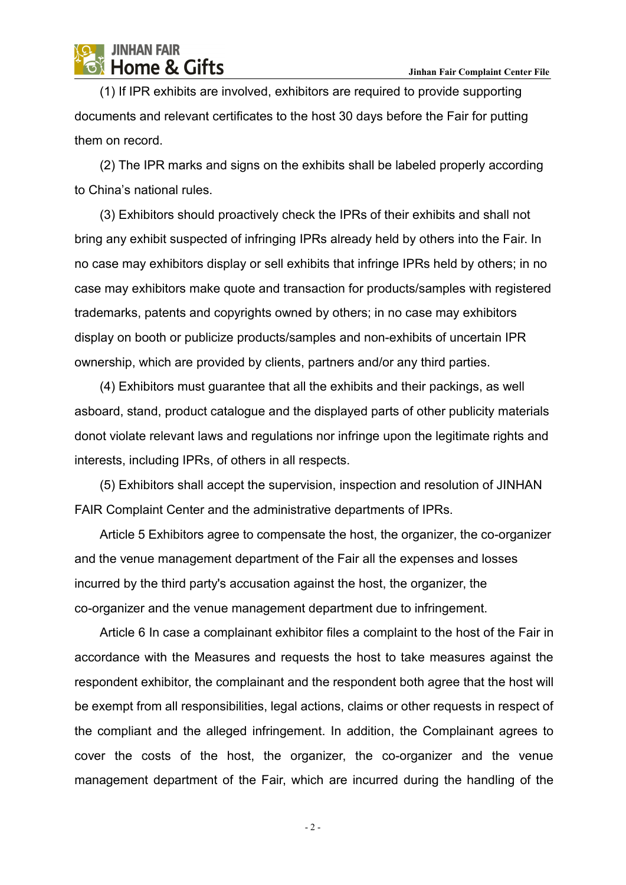(1) If IPR exhibits are involved, exhibitors are required to provide supporting documents and relevant certificates to the host 30 days before the Fair for putting them on record.

(2) The IPR marks and signs on the exhibits shall be labeled properly according to China's national rules.

(3) Exhibitors should proactively check the IPRs of their exhibits and shall not bring any exhibit suspected of infringing IPRs already held by others into the Fair. In no case may exhibitors display or sell exhibits that infringe IPRs held by others; in no case may exhibitors make quote and transaction for products/samples with registered trademarks, patents and copyrights owned by others; in no case may exhibitors display on booth or publicize products/samples and non-exhibits of uncertain IPR ownership, which are provided by clients, partners and/or any third parties.

(4) Exhibitors must guarantee that all the exhibits and their packings, as well asboard, stand, product catalogue and the displayed parts of other publicity materials donot violate relevant laws and regulations nor infringe upon the legitimate rights and interests, including IPRs, of others in all respects.

(5) Exhibitors shall accept the supervision, inspection and resolution of JINHAN FAIR Complaint Center and the administrative departments of IPRs.

Article 5 Exhibitors agree to compensate the host, the organizer, the co-organizer and the venue management department of the Fair all the expenses and losses incurred by the third party's accusation against the host, the organizer, the co-organizer and the venue management department due to infringement.

Article 6 In case a complainant exhibitor files a complaint to the host of the Fair in accordance with the Measures and requests the host to take measures against the respondent exhibitor, the complainant and the respondent both agree that the host will be exempt from all responsibilities, legal actions, claims or other requests in respect of the compliant and the alleged infringement. In addition, the Complainant agrees to cover the costs of the host, the organizer, the co-organizer and the venue management department of the Fair, which are incurred during the handling of the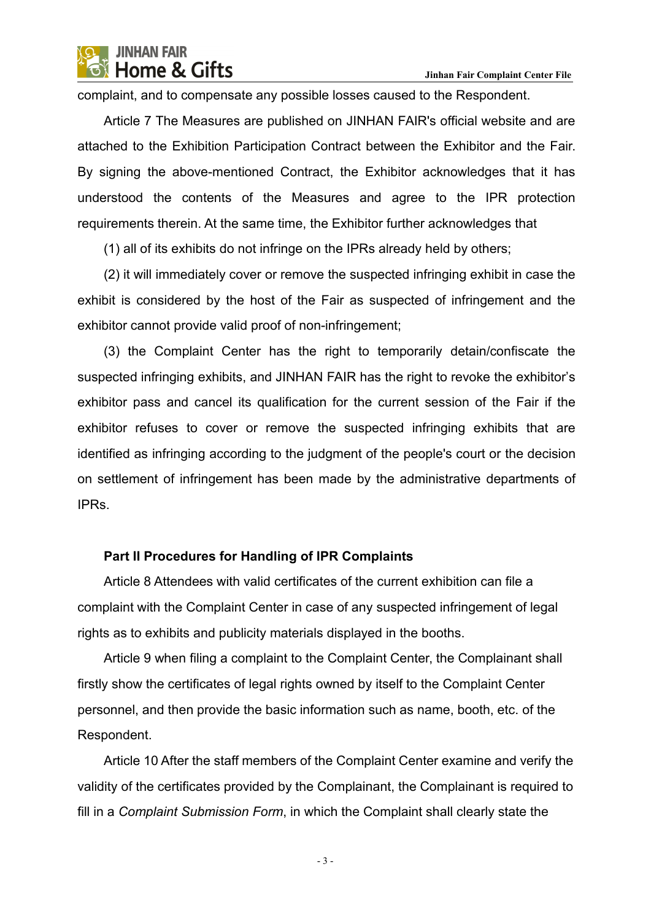complaint, and to compensate any possible losses caused to the Respondent.

Article 7 The Measures are published on JINHAN FAIR's official website and are attached to the Exhibition Participation Contract between the Exhibitor and the Fair. By signing the above-mentioned Contract, the Exhibitor acknowledges that it has understood the contents of the Measures and agree to the IPR protection requirements therein. At the same time, the Exhibitor further acknowledges that

(1) all of its exhibits do not infringe on the IPRs already held by others;

(2) it will immediately cover or remove the suspected infringing exhibit in case the exhibit is considered by the host of the Fair as suspected of infringement and the exhibitor cannot provide valid proof of non-infringement;

(3) the Complaint Center has the right to temporarily detain/confiscate the suspected infringing exhibits, and JINHAN FAIR has the right to revoke the exhibitor's exhibitor pass and cancel its qualification for the current session of the Fair if the exhibitor refuses to cover or remove the suspected infringing exhibits that are identified as infringing according to the judgment of the people's court or the decision on settlement of infringement has been made by the administrative departments of IPRs.

**Part II Procedures for Handling of IPR Complaints**

Article 8 Attendees with valid certificates of the current exhibition can file a complaint with the Complaint Center in case of any suspected infringement of legal rights as to exhibits and publicity materials displayed in the booths.

Article 9 when filing a complaint to the Complaint Center, the Complainant shall firstly show the certificates of legal rights owned by itself to the Complaint Center personnel, and then provide the basic information such as name, booth, etc. of the Respondent.

Article 10 After the staff members of the Complaint Center examine and verify the validity of the certificates provided by the Complainant, the Complainant is required to fill in a *Complaint Submission Form*, in which the Complaint shall clearly state the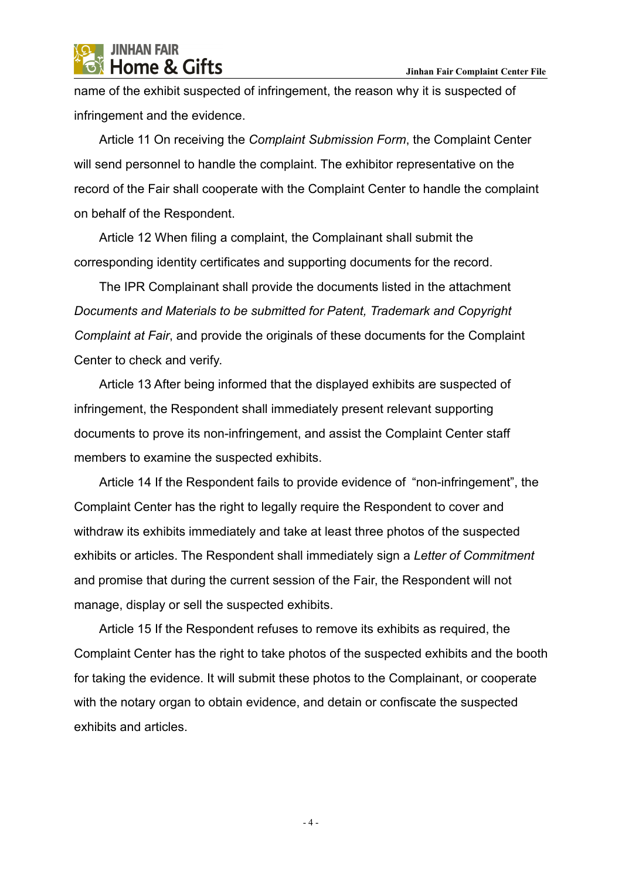name of the exhibit suspected of infringement, the reason why it is suspected of infringement and the evidence.

Article 11 On receiving the *Complaint Submission Form*, the Complaint Center will send personnel to handle the complaint. The exhibitor representative on the record of the Fair shall cooperate with the Complaint Center to handle the complaint on behalf of the Respondent.

Article 12 When filing a complaint, the Complainant shall submit the corresponding identity certificates and supporting documents for the record.

The IPR Complainant shall provide the documents listed in the attachment *Documents and Materials to be submitted for Patent, Trademark and Copyright Complaint at Fair*, and provide the originals of these documents for the Complaint Center to check and verify.

Article 13 After being informed that the displayed exhibits are suspected of infringement, the Respondent shall immediately present relevant supporting documents to prove its non-infringement, and assist the Complaint Center staff members to examine the suspected exhibits.

Article 14 If the Respondent fails to provide evidence of "non-infringement", the Complaint Center has the right to legally require the Respondent to cover and withdraw its exhibits immediately and take at least three photos of the suspected exhibits or articles. The Respondent shall immediately sign a *Letter of Commitment* and promise that during the current session of the Fair, the Respondent will not manage, display or sell the suspected exhibits.

Article 15 If the Respondent refuses to remove its exhibits as required, the Complaint Center has the right to take photos of the suspected exhibits and the booth for taking the evidence. It will submit these photos to the Complainant, or cooperate with the notary organ to obtain evidence, and detain or confiscate the suspected exhibits and articles.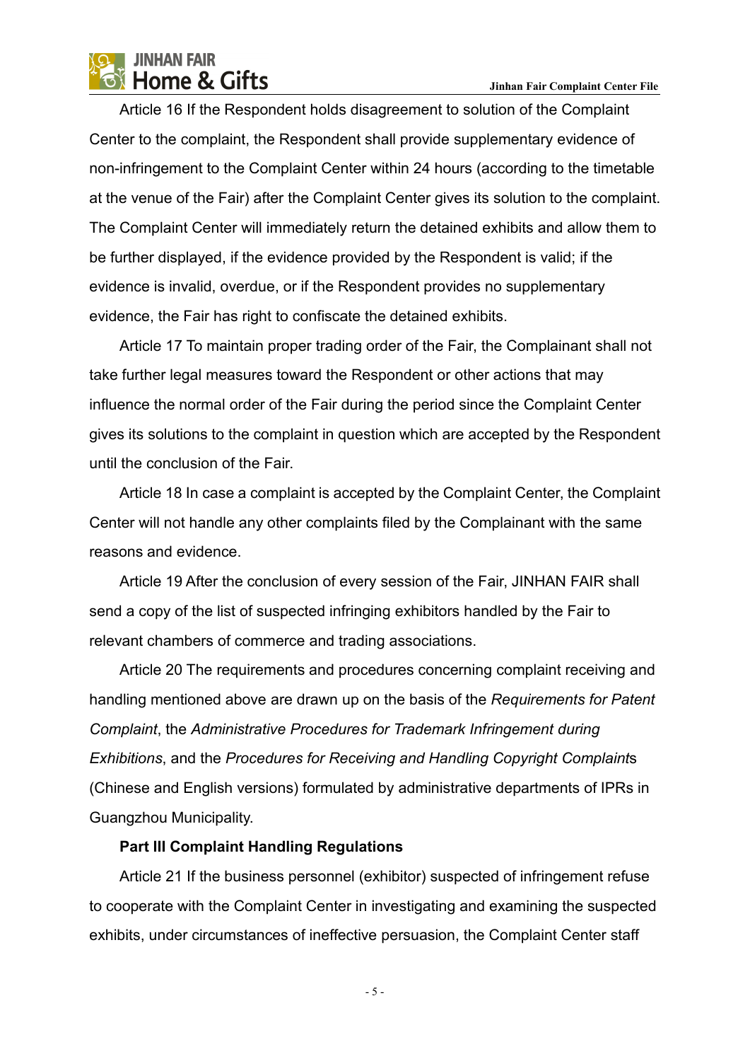Article 16 If the Respondent holds disagreement to solution of the Complaint Center to the complaint, the Respondent shall provide supplementary evidence of non-infringement to the Complaint Center within 24 hours (according to the timetable at the venue of the Fair) after the Complaint Center gives its solution to the complaint. The Complaint Center will immediately return the detained exhibits and allow them to be further displayed, if the evidence provided by the Respondent is valid; if the evidence is invalid, overdue, or if the Respondent provides no supplementary evidence, the Fair has right to confiscate the detained exhibits.

Article 17 To maintain proper trading order of the Fair, the Complainant shall not take further legal measures toward the Respondent or other actions that may influence the normal order of the Fair during the period since the Complaint Center gives its solutions to the complaint in question which are accepted by the Respondent until the conclusion of the Fair.

Article 18 In case a complaint is accepted by the Complaint Center, the Complaint Center will not handle any other complaints filed by the Complainant with the same reasons and evidence.

Article 19 After the conclusion of every session of the Fair, JINHAN FAIR shall send a copy of the list of suspected infringing exhibitors handled by the Fair to relevant chambers of commerce and trading associations.

Article 20 The requirements and procedures concerning complaint receiving and handling mentioned above are drawn up on the basis of the *Requirements for Patent Complaint*, the *Administrative Procedures for Trademark Infringement during Exhibitions*, and the *Procedures for Receiving and Handling Copyright Complaint*s (Chinese and English versions) formulated by administrative departments of IPRs in Guangzhou Municipality.

**Part III Complaint Handling Regulations**

Article 21 If the business personnel (exhibitor) suspected of infringement refuse to cooperate with the Complaint Center in investigating and examining the suspected exhibits, under circumstances of ineffective persuasion, the Complaint Center staff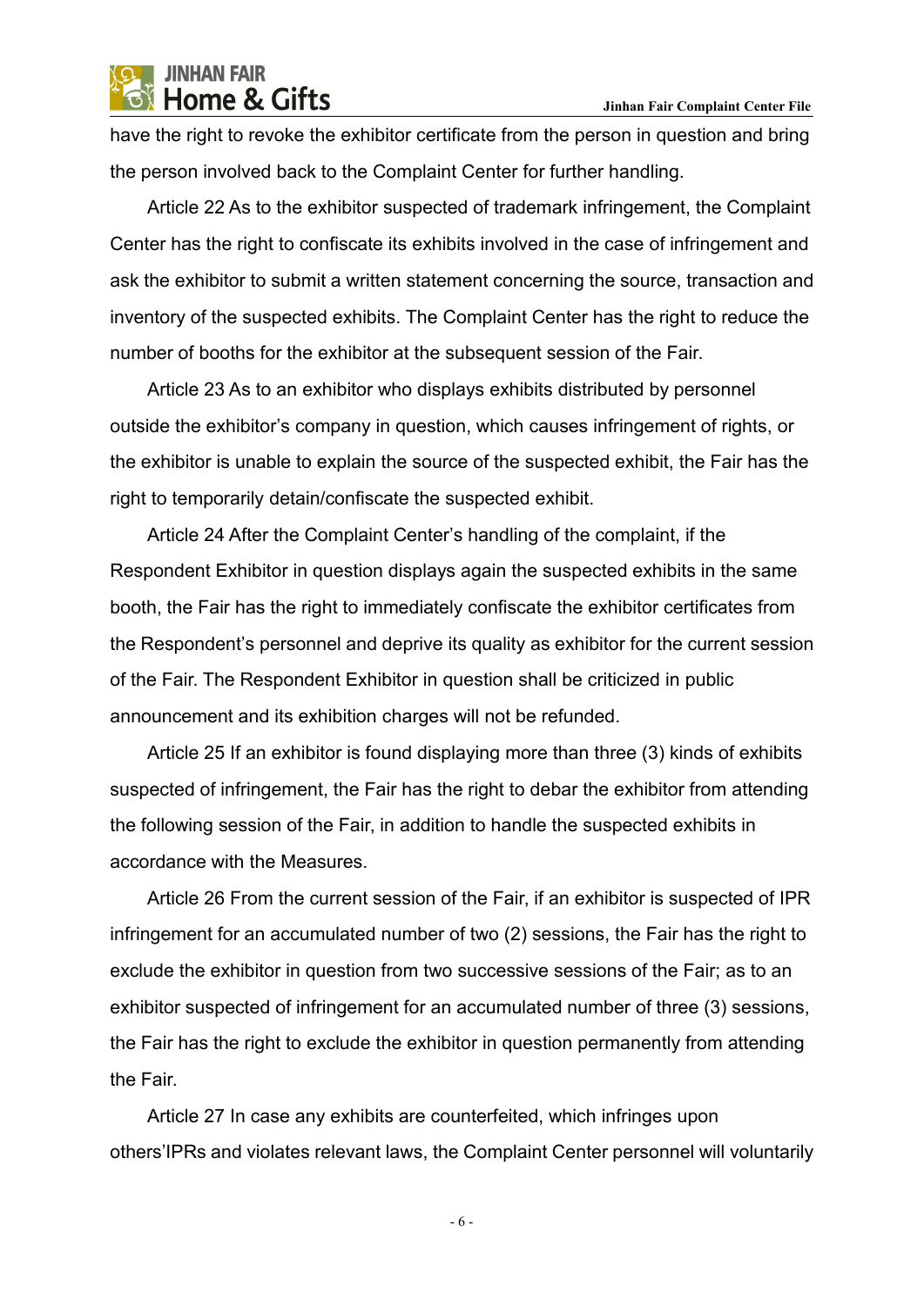have the right to revoke the exhibitor certificate from the person in question and bring the person involved back to the Complaint Center for further handling.

Article 22 As to the exhibitor suspected of trademark infringement, the Complaint Center has the right to confiscate its exhibits involved in the case of infringement and ask the exhibitor to submit a written statement concerning the source, transaction and inventory of the suspected exhibits. The Complaint Center has the right to reduce the number of booths for the exhibitor at the subsequent session of the Fair.

Article 23 As to an exhibitor who displays exhibits distributed by personnel outside the exhibitor's company in question, which causes infringement of rights, or the exhibitor is unable to explain the source of the suspected exhibit, the Fair has the right to temporarily detain/confiscate the suspected exhibit.

Article 24 After the Complaint Center's handling of the complaint, if the Respondent Exhibitor in question displays again the suspected exhibits in the same booth, the Fair has the right to immediately confiscate the exhibitor certificates from the Respondent's personnel and deprive its quality as exhibitor for the current session of the Fair. The Respondent Exhibitor in question shall be criticized in public announcement and its exhibition charges will not be refunded.

Article 25 If an exhibitor is found displaying more than three (3) kinds of exhibits suspected of infringement, the Fair has the right to debar the exhibitor from attending the following session of the Fair, in addition to handle the suspected exhibits in accordance with the Measures.

Article 26 From the current session of the Fair, if an exhibitor is suspected of IPR infringement for an accumulated number of two (2) sessions, the Fair has the right to exclude the exhibitor in question from two successive sessions of the Fair; as to an exhibitor suspected of infringement for an accumulated number of three (3) sessions, the Fair has the right to exclude the exhibitor in question permanently from attending the Fair.

Article 27 In case any exhibits are counterfeited, which infringes upon others'IPRs and violates relevant laws, the Complaint Center personnel will voluntarily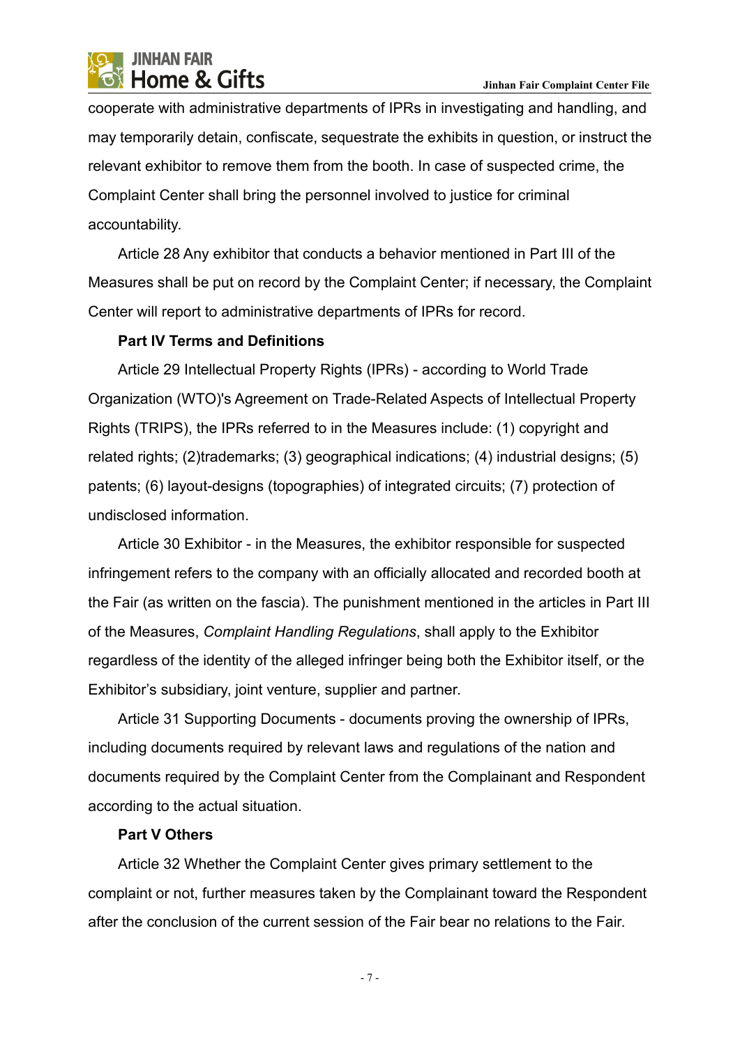cooperate with administrative departments of IPRs in investigating and handling, and may temporarily detain, confiscate, sequestrate the exhibits in question, or instruct the relevant exhibitor to remove them from the booth. In case of suspected crime, the Complaint Center shall bring the personnel involved to justice for criminal accountability.

Article 28 Any exhibitor that conducts a behavior mentioned in Part III of the Measures shall be put on record by the Complaint Center; if necessary, the Complaint Center will report to administrative departments of IPRs for record.

**Part IV Terms and Definitions**

Article 29 Intellectual Property Rights (IPRs) - according to World Trade Organization (WTO)'s Agreement on Trade-Related Aspects of Intellectual Property Rights (TRIPS), the IPRs referred to in the Measures include: (1) copyright and related rights; (2)trademarks; (3) geographical indications; (4) industrial designs; (5) patents; (6) layout-designs (topographies) of integrated circuits; (7) protection of undisclosed information.

Article 30 Exhibitor - in the Measures, the exhibitor responsible for suspected infringement refers to the company with an officially allocated and recorded booth at the Fair (as written on the fascia). The punishment mentioned in the articles in Part III of the Measures, *Complaint Handling Regulations*, shall apply to the Exhibitor regardless of the identity of the alleged infringer being both the Exhibitor itself, or the Exhibitor's subsidiary, joint venture, supplier and partner.

Article 31 Supporting Documents - documents proving the ownership of IPRs, including documents required by relevant laws and regulations of the nation and documents required by the Complaint Center from the Complainant and Respondent according to the actual situation.

**Part V Others**

Article 32 Whether the Complaint Center gives primary settlement to the complaint or not, further measures taken by the Complainant toward the Respondent after the conclusion of the current session of the Fair bear no relations to the Fair.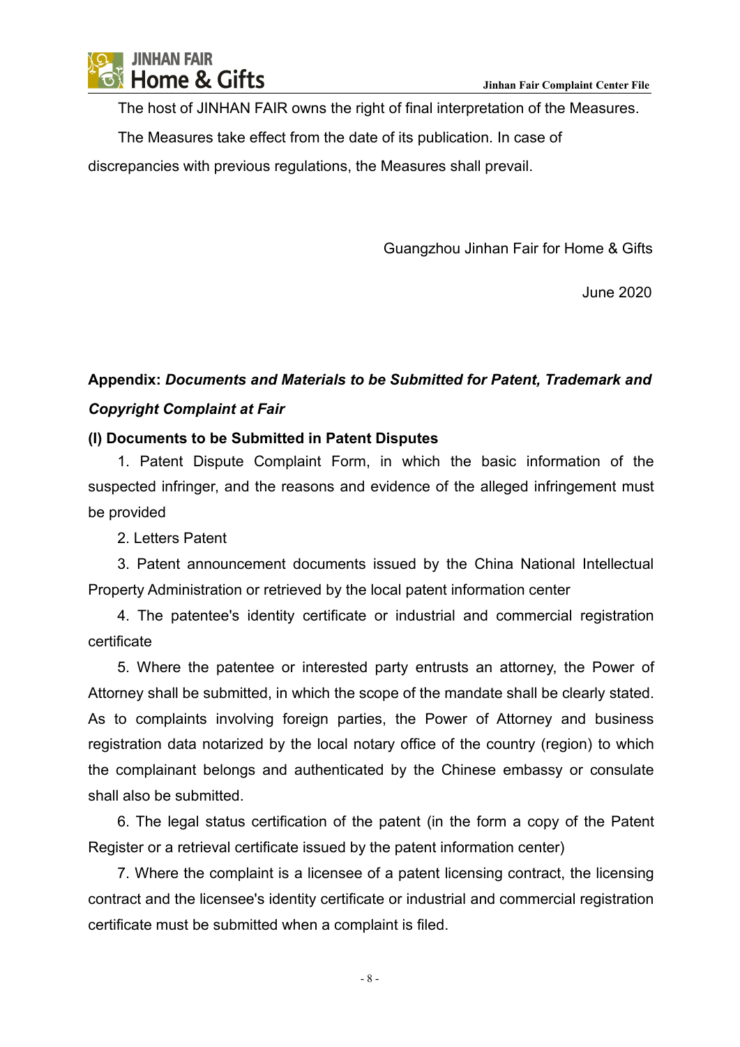The host of JINHAN FAIR owns the right of final interpretation of the Measures.

The Measures take effect from the date of its publication. In case of discrepancies with previous regulations, the Measures shall prevail.

Guangzhou Jinhan Fair for Home & Gifts

June 2020

**Appendix:** ***Documents and Materials to be Submitted for Patent, Trademark and Copyright Complaint at Fair***

**(I) Documents to be Submitted in Patent Disputes**

1. Patent Dispute Complaint Form, in which the basic information of the suspected infringer, and the reasons and evidence of the alleged infringement must be provided

2. Letters Patent

3. Patent announcement documents issued by the China National Intellectual Property Administration or retrieved by the local patent information center

4. The patentee's identity certificate or industrial and commercial registration certificate

5. Where the patentee or interested party entrusts an attorney, the Power of Attorney shall be submitted, in which the scope of the mandate shall be clearly stated. As to complaints involving foreign parties, the Power of Attorney and business registration data notarized by the local notary office of the country (region) to which the complainant belongs and authenticated by the Chinese embassy or consulate shall also be submitted.

6. The legal status certification of the patent (in the form a copy of the Patent Register or a retrieval certificate issued by the patent information center)

7. Where the complaint is a licensee of a patent licensing contract, the licensing contract and the licensee's identity certificate or industrial and commercial registration certificate must be submitted when a complaint is filed.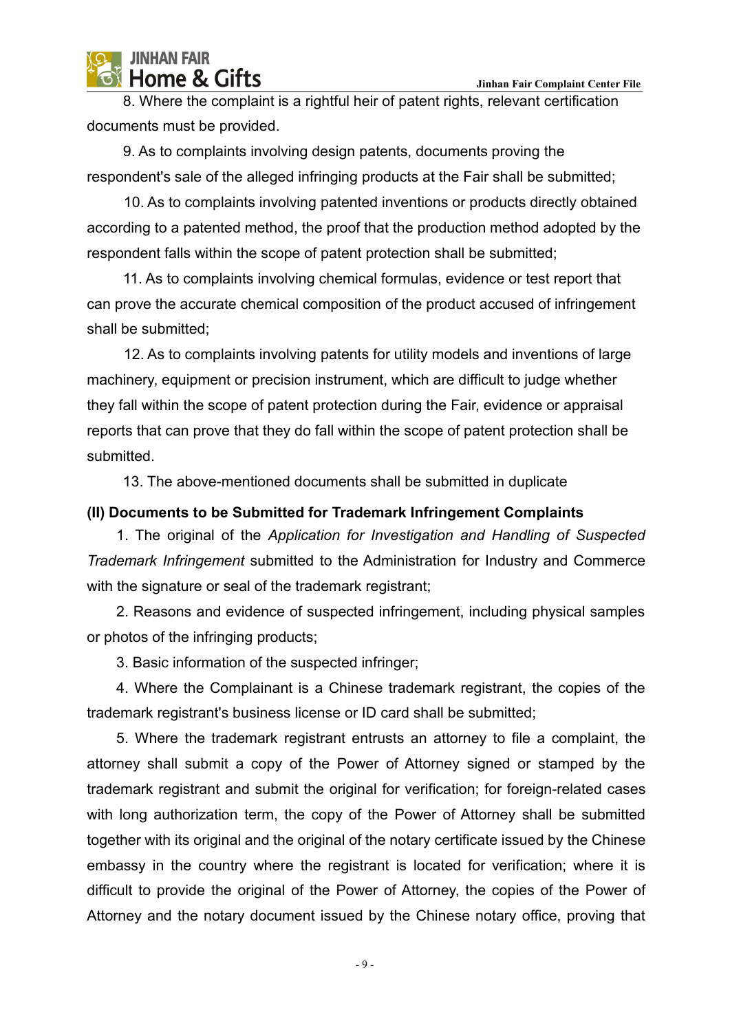8. Where the complaint is a rightful heir of patent rights, relevant certification documents must be provided.

9. As to complaints involving design patents, documents proving the respondent's sale of the alleged infringing products at the Fair shall be submitted;

10. As to complaints involving patented inventions or products directly obtained according to a patented method, the proof that the production method adopted by the respondent falls within the scope of patent protection shall be submitted;

11. As to complaints involving chemical formulas, evidence or test report that can prove the accurate chemical composition of the product accused of infringement shall be submitted;

12. As to complaints involving patents for utility models and inventions of large machinery, equipment or precision instrument, which are difficult to judge whether they fall within the scope of patent protection during the Fair, evidence or appraisal reports that can prove that they do fall within the scope of patent protection shall be submitted.

13. The above-mentioned documents shall be submitted in duplicate

**(II) Documents to be Submitted for Trademark Infringement Complaints**

1. The original of the *Application for Investigation and Handling of Suspected Trademark Infringement* submitted to the Administration for Industry and Commerce with the signature or seal of the trademark registrant;

2. Reasons and evidence of suspected infringement, including physical samples or photos of the infringing products;

3. Basic information of the suspected infringer;

4. Where the Complainant is a Chinese trademark registrant, the copies of the trademark registrant's business license or ID card shall be submitted;

5. Where the trademark registrant entrusts an attorney to file a complaint, the attorney shall submit a copy of the Power of Attorney signed or stamped by the trademark registrant and submit the original for verification; for foreign-related cases with long authorization term, the copy of the Power of Attorney shall be submitted together with its original and the original of the notary certificate issued by the Chinese embassy in the country where the registrant is located for verification; where it is difficult to provide the original of the Power of Attorney, the copies of the Power of Attorney and the notary document issued by the Chinese notary office, proving that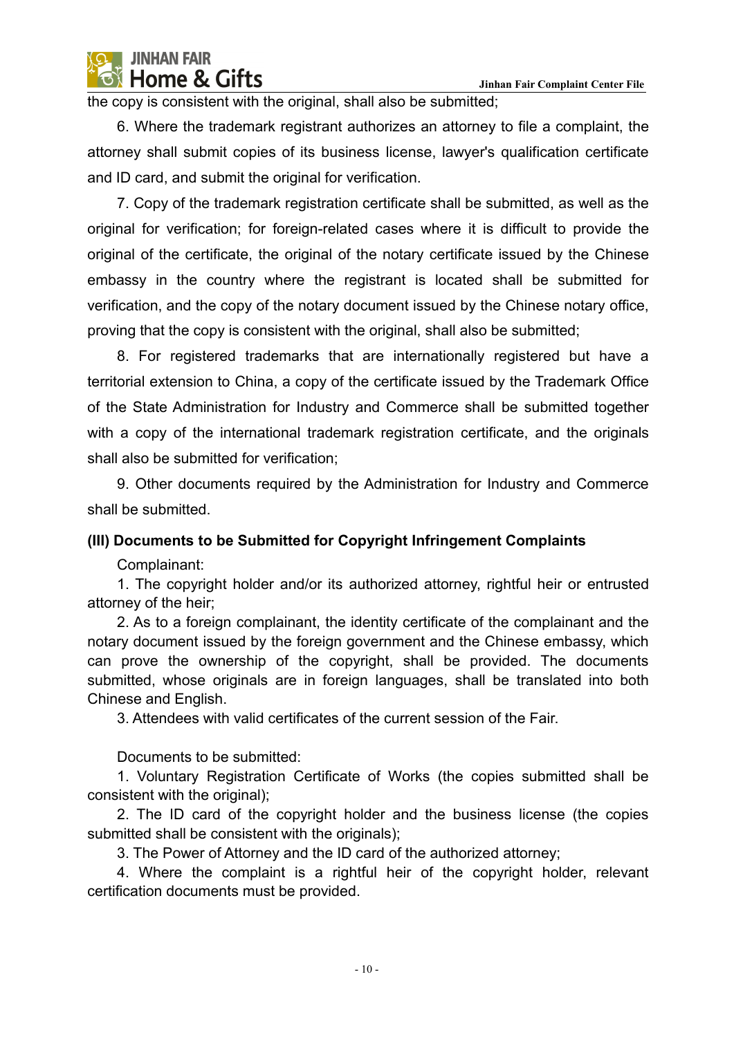the copy is consistent with the original, shall also be submitted;

6. Where the trademark registrant authorizes an attorney to file a complaint, the attorney shall submit copies of its business license, lawyer's qualification certificate and ID card, and submit the original for verification.

7. Copy of the trademark registration certificate shall be submitted, as well as the original for verification; for foreign-related cases where it is difficult to provide the original of the certificate, the original of the notary certificate issued by the Chinese embassy in the country where the registrant is located shall be submitted for verification, and the copy of the notary document issued by the Chinese notary office, proving that the copy is consistent with the original, shall also be submitted;

8. For registered trademarks that are internationally registered but have a territorial extension to China, a copy of the certificate issued by the Trademark Office of the State Administration for Industry and Commerce shall be submitted together with a copy of the international trademark registration certificate, and the originals shall also be submitted for verification;

9. Other documents required by the Administration for Industry and Commerce shall be submitted.

**(III) Documents to be Submitted for Copyright Infringement Complaints**

Complainant:

1. The copyright holder and/or its authorized attorney, rightful heir or entrusted attorney of the heir;

2. As to a foreign complainant, the identity certificate of the complainant and the notary document issued by the foreign government and the Chinese embassy, which can prove the ownership of the copyright, shall be provided. The documents submitted, whose originals are in foreign languages, shall be translated into both Chinese and English.

3. Attendees with valid certificates of the current session of the Fair.

Documents to be submitted:

1. Voluntary Registration Certificate of Works (the copies submitted shall be consistent with the original);

2. The ID card of the copyright holder and the business license (the copies submitted shall be consistent with the originals);

3. The Power of Attorney and the ID card of the authorized attorney;

4. Where the complaint is a rightful heir of the copyright holder, relevant certification documents must be provided.